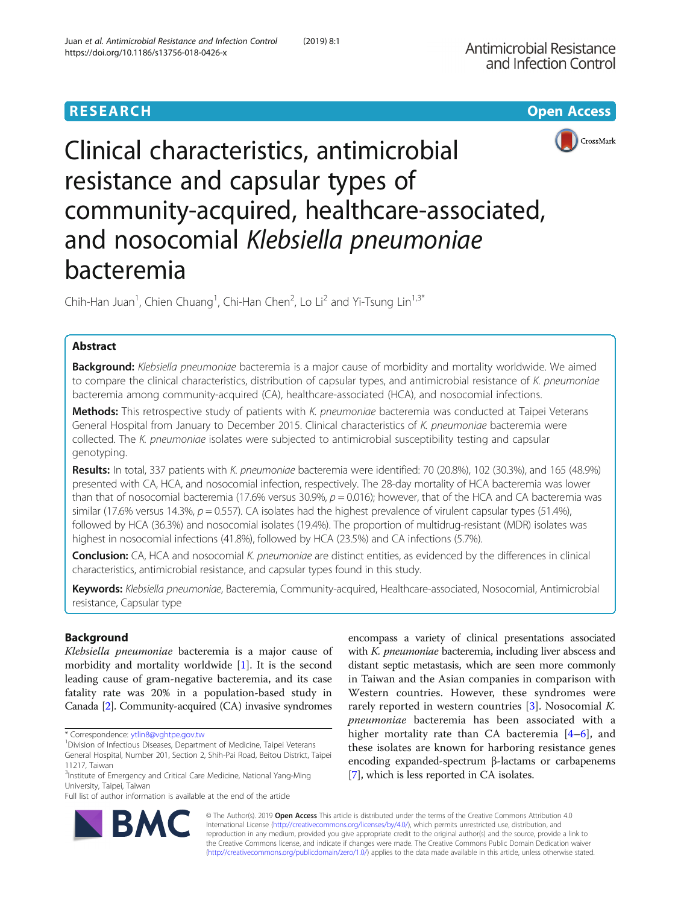RESEARCH

Open Access

# Clinical characteristics, antimicrobial resistance and capsular types of community-acquired, healthcare-associated, and nosocomial *Klebsiella pneumoniae* bacteremia

Chih-Han Juan[1], Chien Chuang[1], Chi-Han Chen[2], Lo Li[2] and Yi-Tsung Lin[1,3*]

## Abstract

**Background:** *Klebsiella pneumoniae* bacteremia is a major cause of morbidity and mortality worldwide. We aimed to compare the clinical characteristics, distribution of capsular types, and antimicrobial resistance of *K. pneumoniae* bacteremia among community-acquired (CA), healthcare-associated (HCA), and nosocomial infections.

**Methods:** This retrospective study of patients with *K. pneumoniae* bacteremia was conducted at Taipei Veterans General Hospital from January to December 2015. Clinical characteristics of *K. pneumoniae* bacteremia were collected. The *K. pneumoniae* isolates were subjected to antimicrobial susceptibility testing and capsular genotyping.

**Results:** In total, 337 patients with *K. pneumoniae* bacteremia were identified: 70 (20.8%), 102 (30.3%), and 165 (48.9%) presented with CA, HCA, and nosocomial infection, respectively. The 28-day mortality of HCA bacteremia was lower than that of nosocomial bacteremia (17.6% versus 30.9%, $p = 0.016$); however, that of the HCA and CA bacteremia was similar (17.6% versus 14.3%, $p = 0.557$). CA isolates had the highest prevalence of virulent capsular types (51.4%), followed by HCA (36.3%) and nosocomial isolates (19.4%). The proportion of multidrug-resistant (MDR) isolates was highest in nosocomial infections (41.8%), followed by HCA (23.5%) and CA infections (5.7%).

**Conclusion:** CA, HCA and nosocomial *K. pneumoniae* are distinct entities, as evidenced by the differences in clinical characteristics, antimicrobial resistance, and capsular types found in this study.

**Keywords:** *Klebsiella pneumoniae*, Bacteremia, Community-acquired, Healthcare-associated, Nosocomial, Antimicrobial resistance, Capsular type

## Background

*Klebsiella pneumoniae* bacteremia is a major cause of morbidity and mortality worldwide [1]. It is the second leading cause of gram-negative bacteremia, and its case fatality rate was 20% in a population-based study in Canada [2]. Community-acquired (CA) invasive syndromes encompass a variety of clinical presentations associated with *K. pneumoniae* bacteremia, including liver abscess and distant septic metastasis, which are seen more commonly in Taiwan and the Asian companies in comparison with Western countries. However, these syndromes were rarely reported in western countries [3]. Nosocomial *K. pneumoniae* bacteremia has been associated with a higher mortality rate than CA bacteremia [4–6], and these isolates are known for harboring resistance genes encoding expanded-spectrum β-lactams or carbapenems [7], which is less reported in CA isolates.

* Correspondence: ytlin8@vghtpe.gov.tw
[1]Division of Infectious Diseases, Department of Medicine, Taipei Veterans General Hospital, Number 201, Section 2, Shih-Pai Road, Beitou District, Taipei 11217, Taiwan
[3]Institute of Emergency and Critical Care Medicine, National Yang-Ming University, Taipei, Taiwan
Full list of author information is available at the end of the article

© The Author(s). 2019 **Open Access** This article is distributed under the terms of the Creative Commons Attribution 4.0 International License (http://creativecommons.org/licenses/by/4.0/), which permits unrestricted use, distribution, and reproduction in any medium, provided you give appropriate credit to the original author(s) and the source, provide a link to the Creative Commons license, and indicate if changes were made. The Creative Commons Public Domain Dedication waiver (http://creativecommons.org/publicdomain/zero/1.0/) applies to the data made available in this article, unless otherwise stated.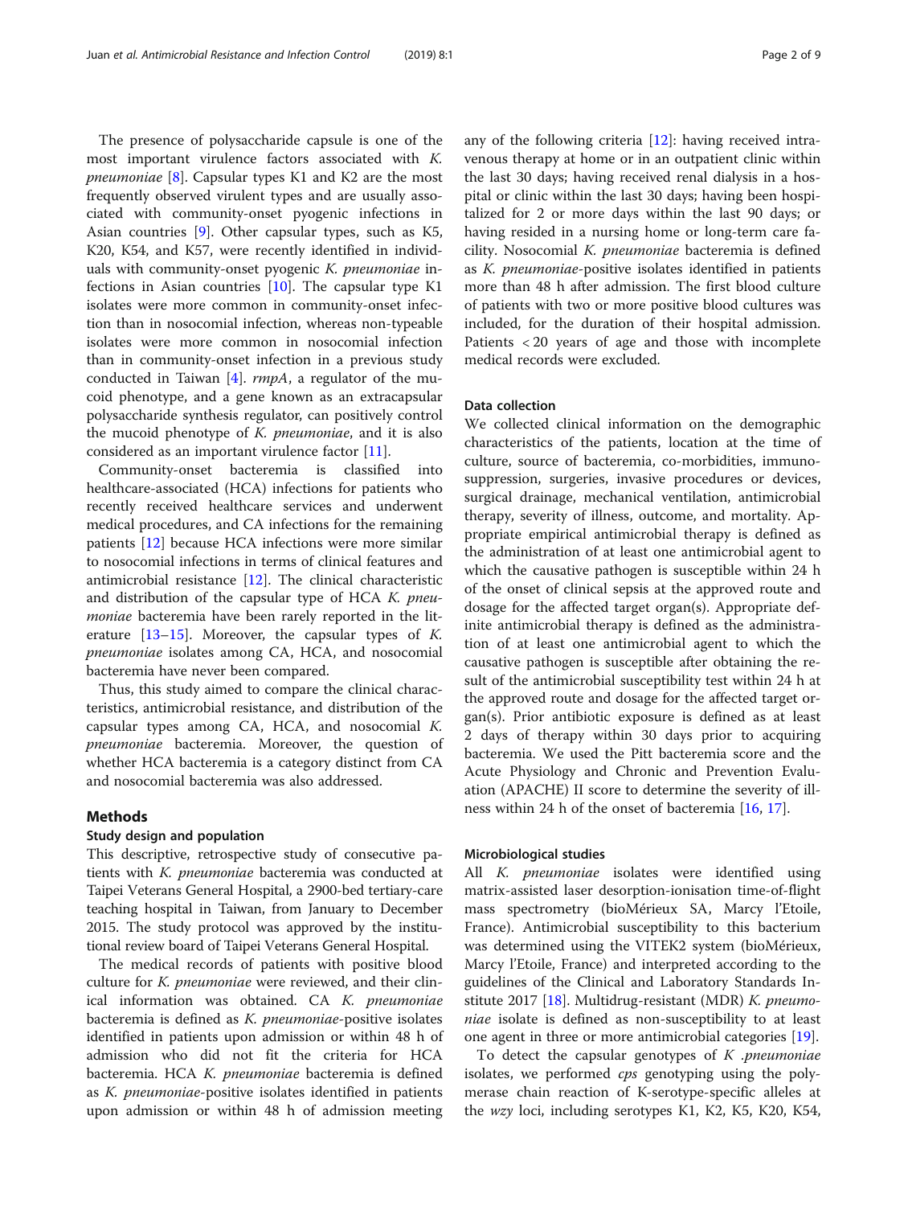The presence of polysaccharide capsule is one of the most important virulence factors associated with *K. pneumoniae* [8]. Capsular types K1 and K2 are the most frequently observed virulent types and are usually associated with community-onset pyogenic infections in Asian countries [9]. Other capsular types, such as K5, K20, K54, and K57, were recently identified in individuals with community-onset pyogenic *K. pneumoniae* infections in Asian countries [10]. The capsular type K1 isolates were more common in community-onset infection than in nosocomial infection, whereas non-typeable isolates were more common in nosocomial infection than in community-onset infection in a previous study conducted in Taiwan [4]. *rmpA*, a regulator of the mucoid phenotype, and a gene known as an extracapsular polysaccharide synthesis regulator, can positively control the mucoid phenotype of *K. pneumoniae*, and it is also considered as an important virulence factor [11].

Community-onset bacteremia is classified into healthcare-associated (HCA) infections for patients who recently received healthcare services and underwent medical procedures, and CA infections for the remaining patients [12] because HCA infections were more similar to nosocomial infections in terms of clinical features and antimicrobial resistance [12]. The clinical characteristic and distribution of the capsular type of HCA *K. pneumoniae* bacteremia have been rarely reported in the literature [13–15]. Moreover, the capsular types of *K. pneumoniae* isolates among CA, HCA, and nosocomial bacteremia have never been compared.

Thus, this study aimed to compare the clinical characteristics, antimicrobial resistance, and distribution of the capsular types among CA, HCA, and nosocomial *K. pneumoniae* bacteremia. Moreover, the question of whether HCA bacteremia is a category distinct from CA and nosocomial bacteremia was also addressed.

## Methods

### Study design and population

This descriptive, retrospective study of consecutive patients with *K. pneumoniae* bacteremia was conducted at Taipei Veterans General Hospital, a 2900-bed tertiary-care teaching hospital in Taiwan, from January to December 2015. The study protocol was approved by the institutional review board of Taipei Veterans General Hospital.

The medical records of patients with positive blood culture for *K. pneumoniae* were reviewed, and their clinical information was obtained. CA *K. pneumoniae* bacteremia is defined as *K. pneumoniae*-positive isolates identified in patients upon admission or within 48 h of admission who did not fit the criteria for HCA bacteremia. HCA *K. pneumoniae* bacteremia is defined as *K. pneumoniae*-positive isolates identified in patients upon admission or within 48 h of admission meeting any of the following criteria [12]: having received intravenous therapy at home or in an outpatient clinic within the last 30 days; having received renal dialysis in a hospital or clinic within the last 30 days; having been hospitalized for 2 or more days within the last 90 days; or having resided in a nursing home or long-term care facility. Nosocomial *K. pneumoniae* bacteremia is defined as *K. pneumoniae*-positive isolates identified in patients more than 48 h after admission. The first blood culture of patients with two or more positive blood cultures was included, for the duration of their hospital admission. Patients < 20 years of age and those with incomplete medical records were excluded.

### Data collection

We collected clinical information on the demographic characteristics of the patients, location at the time of culture, source of bacteremia, co-morbidities, immunosuppression, surgeries, invasive procedures or devices, surgical drainage, mechanical ventilation, antimicrobial therapy, severity of illness, outcome, and mortality. Appropriate empirical antimicrobial therapy is defined as the administration of at least one antimicrobial agent to which the causative pathogen is susceptible within 24 h of the onset of clinical sepsis at the approved route and dosage for the affected target organ(s). Appropriate definite antimicrobial therapy is defined as the administration of at least one antimicrobial agent to which the causative pathogen is susceptible after obtaining the result of the antimicrobial susceptibility test within 24 h at the approved route and dosage for the affected target organ(s). Prior antibiotic exposure is defined as at least 2 days of therapy within 30 days prior to acquiring bacteremia. We used the Pitt bacteremia score and the Acute Physiology and Chronic and Prevention Evaluation (APACHE) II score to determine the severity of illness within 24 h of the onset of bacteremia [16, 17].

### Microbiological studies

All *K. pneumoniae* isolates were identified using matrix-assisted laser desorption-ionisation time-of-flight mass spectrometry (bioMérieux SA, Marcy l'Etoile, France). Antimicrobial susceptibility to this bacterium was determined using the VITEK2 system (bioMérieux, Marcy l'Etoile, France) and interpreted according to the guidelines of the Clinical and Laboratory Standards Institute 2017 [18]. Multidrug-resistant (MDR) *K. pneumoniae* isolate is defined as non-susceptibility to at least one agent in three or more antimicrobial categories [19].

To detect the capsular genotypes of *K .pneumoniae* isolates, we performed *cps* genotyping using the polymerase chain reaction of K-serotype-specific alleles at the *wzy* loci, including serotypes K1, K2, K5, K20, K54,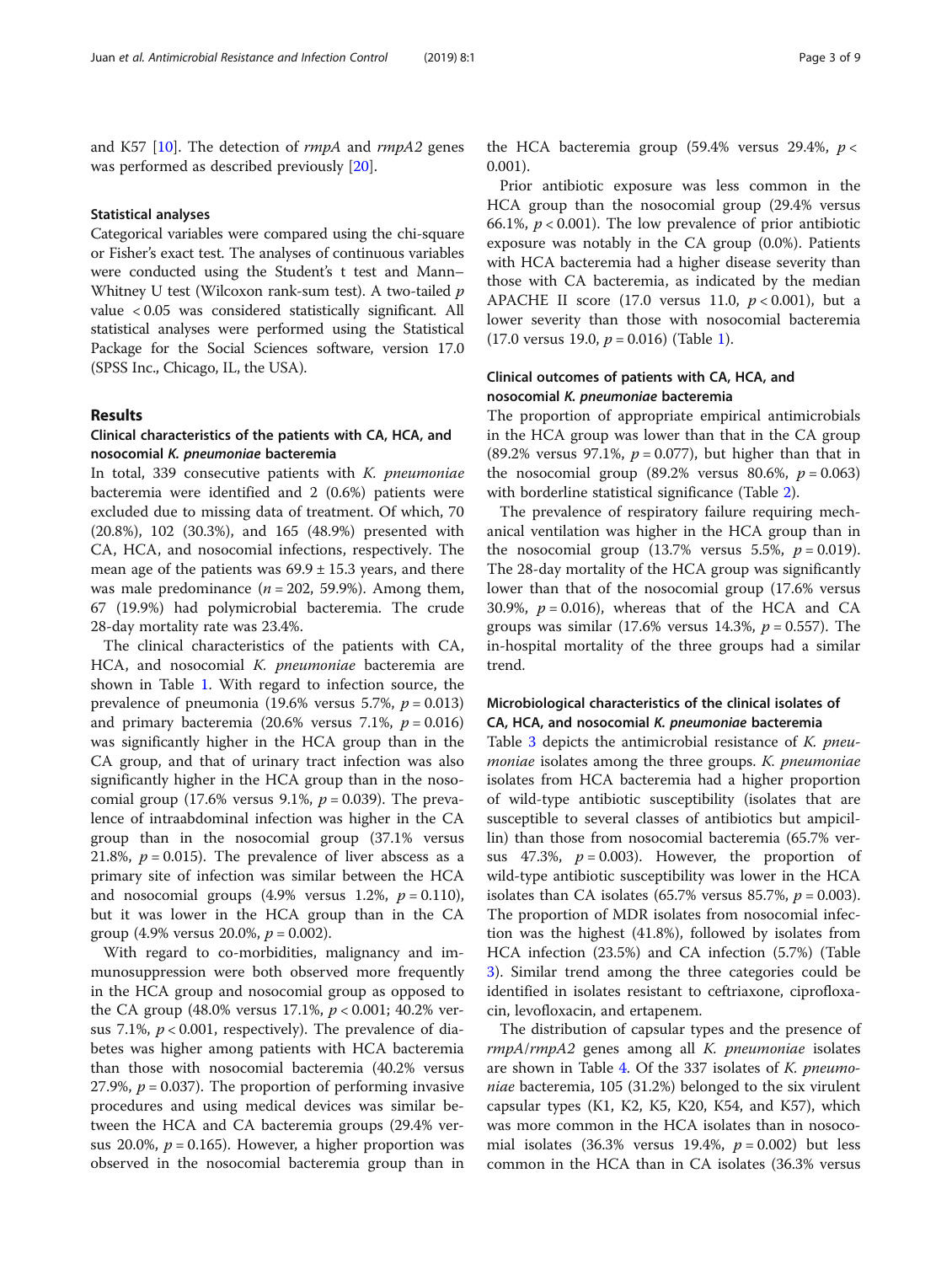and K57 [10]. The detection of *rmpA* and *rmpA2* genes was performed as described previously [20].

### Statistical analyses

Categorical variables were compared using the chi-square or Fisher's exact test. The analyses of continuous variables were conducted using the Student's t test and Mann–Whitney U test (Wilcoxon rank-sum test). A two-tailed $p$ value $< 0.05$ was considered statistically significant. All statistical analyses were performed using the Statistical Package for the Social Sciences software, version 17.0 (SPSS Inc., Chicago, IL, the USA).

## Results

### Clinical characteristics of the patients with CA, HCA, and nosocomial *K. pneumoniae* bacteremia

In total, 339 consecutive patients with *K. pneumoniae* bacteremia were identified and 2 (0.6%) patients were excluded due to missing data of treatment. Of which, 70 (20.8%), 102 (30.3%), and 165 (48.9%) presented with CA, HCA, and nosocomial infections, respectively. The mean age of the patients was $69.9 \pm 15.3$ years, and there was male predominance ($n = 202$, 59.9%). Among them, 67 (19.9%) had polymicrobial bacteremia. The crude 28-day mortality rate was 23.4%.

The clinical characteristics of the patients with CA, HCA, and nosocomial *K. pneumoniae* bacteremia are shown in Table 1. With regard to infection source, the prevalence of pneumonia (19.6% versus 5.7%, $p = 0.013$) and primary bacteremia (20.6% versus 7.1%, $p = 0.016$) was significantly higher in the HCA group than in the CA group, and that of urinary tract infection was also significantly higher in the HCA group than in the nosocomial group (17.6% versus 9.1%, $p = 0.039$). The prevalence of intraabdominal infection was higher in the CA group than in the nosocomial group (37.1% versus 21.8%, $p = 0.015$). The prevalence of liver abscess as a primary site of infection was similar between the HCA and nosocomial groups (4.9% versus 1.2%, $p = 0.110$), but it was lower in the HCA group than in the CA group (4.9% versus 20.0%, $p = 0.002$).

With regard to co-morbidities, malignancy and immunosuppression were both observed more frequently in the HCA group and nosocomial group as opposed to the CA group (48.0% versus 17.1%, $p < 0.001$; 40.2% versus 7.1%, $p < 0.001$, respectively). The prevalence of diabetes was higher among patients with HCA bacteremia than those with nosocomial bacteremia (40.2% versus 27.9%, $p = 0.037$). The proportion of performing invasive procedures and using medical devices was similar between the HCA and CA bacteremia groups (29.4% versus 20.0%, $p = 0.165$). However, a higher proportion was observed in the nosocomial bacteremia group than in the HCA bacteremia group (59.4% versus 29.4%, $p < 0.001$).

Prior antibiotic exposure was less common in the HCA group than the nosocomial group (29.4% versus 66.1%, $p < 0.001$). The low prevalence of prior antibiotic exposure was notably in the CA group (0.0%). Patients with HCA bacteremia had a higher disease severity than those with CA bacteremia, as indicated by the median APACHE II score (17.0 versus 11.0, $p < 0.001$), but a lower severity than those with nosocomial bacteremia (17.0 versus 19.0, $p = 0.016$) (Table 1).

### Clinical outcomes of patients with CA, HCA, and nosocomial *K. pneumoniae* bacteremia

The proportion of appropriate empirical antimicrobials in the HCA group was lower than that in the CA group (89.2% versus 97.1%, $p = 0.077$), but higher than that in the nosocomial group (89.2% versus 80.6%, $p = 0.063$) with borderline statistical significance (Table 2).

The prevalence of respiratory failure requiring mechanical ventilation was higher in the HCA group than in the nosocomial group (13.7% versus 5.5%, $p = 0.019$). The 28-day mortality of the HCA group was significantly lower than that of the nosocomial group (17.6% versus 30.9%, $p = 0.016$), whereas that of the HCA and CA groups was similar (17.6% versus 14.3%, $p = 0.557$). The in-hospital mortality of the three groups had a similar trend.

### Microbiological characteristics of the clinical isolates of CA, HCA, and nosocomial *K. pneumoniae* bacteremia

Table 3 depicts the antimicrobial resistance of *K. pneumoniae* isolates among the three groups. *K. pneumoniae* isolates from HCA bacteremia had a higher proportion of wild-type antibiotic susceptibility (isolates that are susceptible to several classes of antibiotics but ampicillin) than those from nosocomial bacteremia (65.7% versus 47.3%, $p = 0.003$). However, the proportion of wild-type antibiotic susceptibility was lower in the HCA isolates than CA isolates (65.7% versus 85.7%, $p = 0.003$). The proportion of MDR isolates from nosocomial infection was the highest (41.8%), followed by isolates from HCA infection (23.5%) and CA infection (5.7%) (Table 3). Similar trend among the three categories could be identified in isolates resistant to ceftriaxone, ciprofloxacin, levofloxacin, and ertapenem.

The distribution of capsular types and the presence of *rmpA*/*rmpA2* genes among all *K. pneumoniae* isolates are shown in Table 4. Of the 337 isolates of *K. pneumoniae* bacteremia, 105 (31.2%) belonged to the six virulent capsular types (K1, K2, K5, K20, K54, and K57), which was more common in the HCA isolates than in nosocomial isolates (36.3% versus 19.4%, $p = 0.002$) but less common in the HCA than in CA isolates (36.3% versus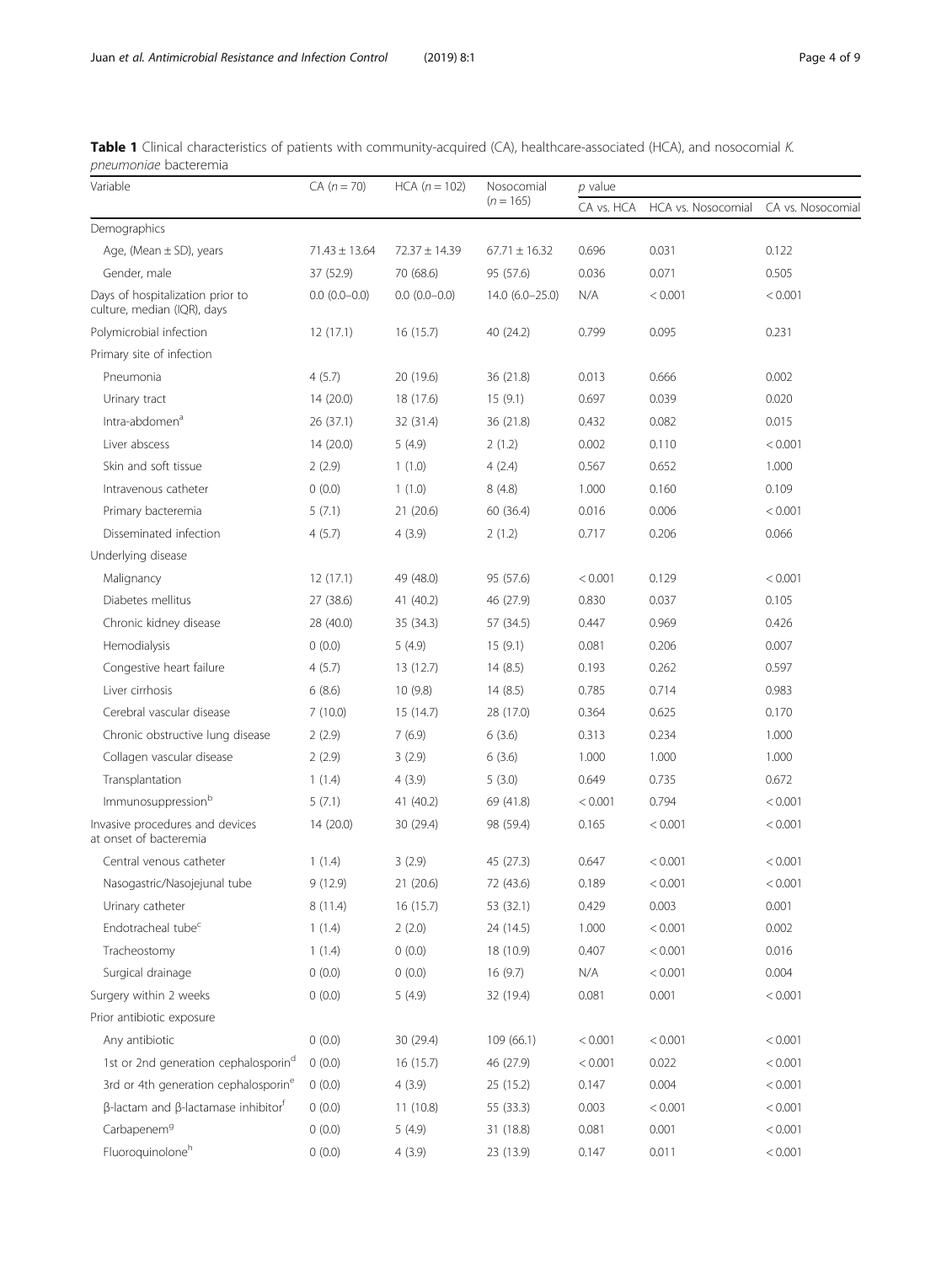**Table 1** Clinical characteristics of patients with community-acquired (CA), healthcare-associated (HCA), and nosocomial *K. pneumoniae* bacteremia

| Variable | CA (n = 70) | HCA (n = 102) | Nosocomial (n = 165) | p value | | |
|---|---|---|---|---|---|---|
| | | | | CA vs. HCA | HCA vs. Nosocomial | CA vs. Nosocomial |
| Demographics | | | | | | |
| Age, (Mean ± SD), years | 71.43 ± 13.64 | 72.37 ± 14.39 | 67.71 ± 16.32 | 0.696 | 0.031 | 0.122 |
| Gender, male | 37 (52.9) | 70 (68.6) | 95 (57.6) | 0.036 | 0.071 | 0.505 |
| Days of hospitalization prior to culture, median (IQR), days | 0.0 (0.0–0.0) | 0.0 (0.0–0.0) | 14.0 (6.0–25.0) | N/A | < 0.001 | < 0.001 |
| Polymicrobial infection | 12 (17.1) | 16 (15.7) | 40 (24.2) | 0.799 | 0.095 | 0.231 |
| Primary site of infection | | | | | | |
| Pneumonia | 4 (5.7) | 20 (19.6) | 36 (21.8) | 0.013 | 0.666 | 0.002 |
| Urinary tract | 14 (20.0) | 18 (17.6) | 15 (9.1) | 0.697 | 0.039 | 0.020 |
| Intra-abdomen[a] | 26 (37.1) | 32 (31.4) | 36 (21.8) | 0.432 | 0.082 | 0.015 |
| Liver abscess | 14 (20.0) | 5 (4.9) | 2 (1.2) | 0.002 | 0.110 | < 0.001 |
| Skin and soft tissue | 2 (2.9) | 1 (1.0) | 4 (2.4) | 0.567 | 0.652 | 1.000 |
| Intravenous catheter | 0 (0.0) | 1 (1.0) | 8 (4.8) | 1.000 | 0.160 | 0.109 |
| Primary bacteremia | 5 (7.1) | 21 (20.6) | 60 (36.4) | 0.016 | 0.006 | < 0.001 |
| Disseminated infection | 4 (5.7) | 4 (3.9) | 2 (1.2) | 0.717 | 0.206 | 0.066 |
| Underlying disease | | | | | | |
| Malignancy | 12 (17.1) | 49 (48.0) | 95 (57.6) | < 0.001 | 0.129 | < 0.001 |
| Diabetes mellitus | 27 (38.6) | 41 (40.2) | 46 (27.9) | 0.830 | 0.037 | 0.105 |
| Chronic kidney disease | 28 (40.0) | 35 (34.3) | 57 (34.5) | 0.447 | 0.969 | 0.426 |
| Hemodialysis | 0 (0.0) | 5 (4.9) | 15 (9.1) | 0.081 | 0.206 | 0.007 |
| Congestive heart failure | 4 (5.7) | 13 (12.7) | 14 (8.5) | 0.193 | 0.262 | 0.597 |
| Liver cirrhosis | 6 (8.6) | 10 (9.8) | 14 (8.5) | 0.785 | 0.714 | 0.983 |
| Cerebral vascular disease | 7 (10.0) | 15 (14.7) | 28 (17.0) | 0.364 | 0.625 | 0.170 |
| Chronic obstructive lung disease | 2 (2.9) | 7 (6.9) | 6 (3.6) | 0.313 | 0.234 | 1.000 |
| Collagen vascular disease | 2 (2.9) | 3 (2.9) | 6 (3.6) | 1.000 | 1.000 | 1.000 |
| Transplantation | 1 (1.4) | 4 (3.9) | 5 (3.0) | 0.649 | 0.735 | 0.672 |
| Immunosuppression[b] | 5 (7.1) | 41 (40.2) | 69 (41.8) | < 0.001 | 0.794 | < 0.001 |
| Invasive procedures and devices at onset of bacteremia | 14 (20.0) | 30 (29.4) | 98 (59.4) | 0.165 | < 0.001 | < 0.001 |
| Central venous catheter | 1 (1.4) | 3 (2.9) | 45 (27.3) | 0.647 | < 0.001 | < 0.001 |
| Nasogastric/Nasojejunal tube | 9 (12.9) | 21 (20.6) | 72 (43.6) | 0.189 | < 0.001 | < 0.001 |
| Urinary catheter | 8 (11.4) | 16 (15.7) | 53 (32.1) | 0.429 | 0.003 | 0.001 |
| Endotracheal tube[c] | 1 (1.4) | 2 (2.0) | 24 (14.5) | 1.000 | < 0.001 | 0.002 |
| Tracheostomy | 1 (1.4) | 0 (0.0) | 18 (10.9) | 0.407 | < 0.001 | 0.016 |
| Surgical drainage | 0 (0.0) | 0 (0.0) | 16 (9.7) | N/A | < 0.001 | 0.004 |
| Surgery within 2 weeks | 0 (0.0) | 5 (4.9) | 32 (19.4) | 0.081 | 0.001 | < 0.001 |
| Prior antibiotic exposure | | | | | | |
| Any antibiotic | 0 (0.0) | 30 (29.4) | 109 (66.1) | < 0.001 | < 0.001 | < 0.001 |
| 1st or 2nd generation cephalosporin[d] | 0 (0.0) | 16 (15.7) | 46 (27.9) | < 0.001 | 0.022 | < 0.001 |
| 3rd or 4th generation cephalosporin[e] | 0 (0.0) | 4 (3.9) | 25 (15.2) | 0.147 | 0.004 | < 0.001 |
| β-lactam and β-lactamase inhibitor[f] | 0 (0.0) | 11 (10.8) | 55 (33.3) | 0.003 | < 0.001 | < 0.001 |
| Carbapenem[g] | 0 (0.0) | 5 (4.9) | 31 (18.8) | 0.081 | 0.001 | < 0.001 |
| Fluoroquinolone[h] | 0 (0.0) | 4 (3.9) | 23 (13.9) | 0.147 | 0.011 | < 0.001 |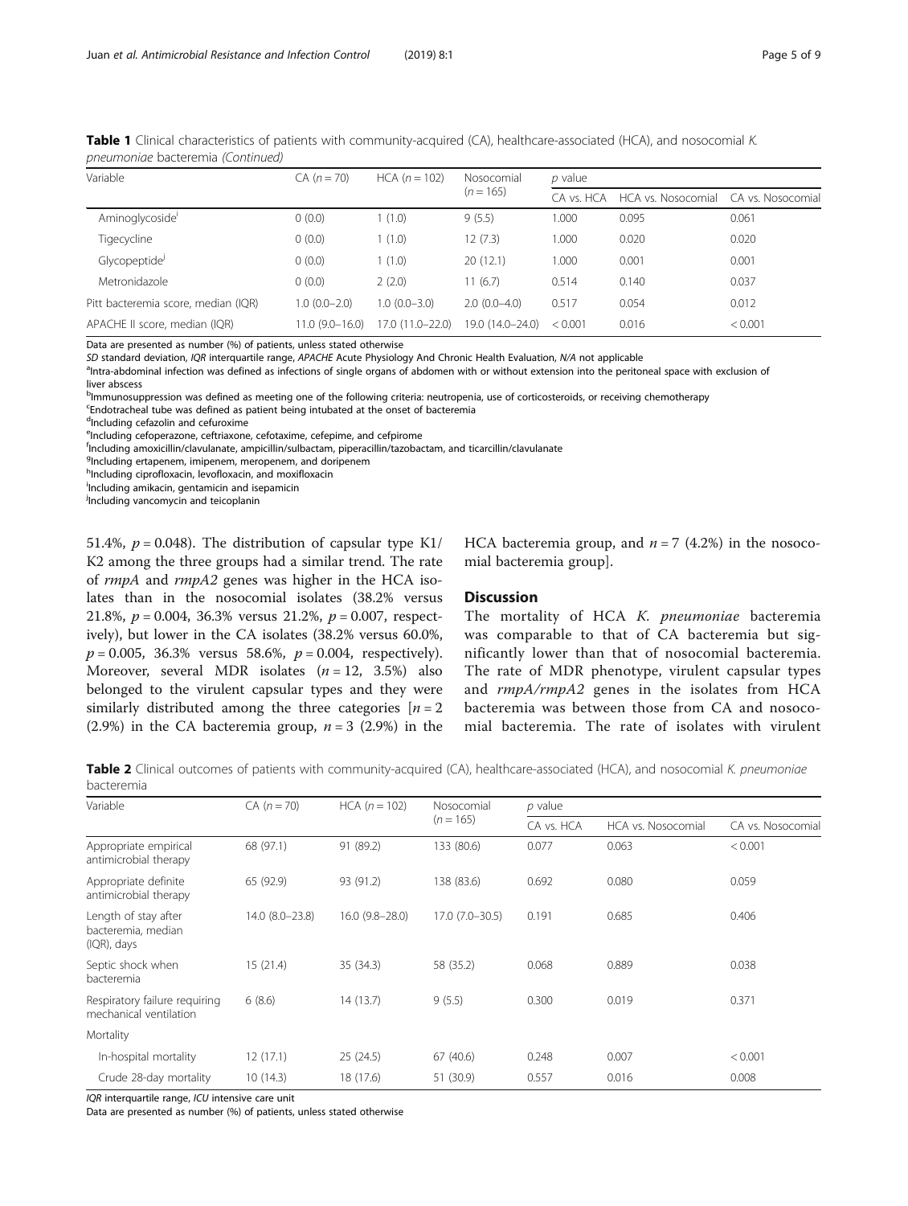**Table 1** Clinical characteristics of patients with community-acquired (CA), healthcare-associated (HCA), and nosocomial *K. pneumoniae* bacteremia *(Continued)*

| Variable | CA (*n* = 70) | HCA (*n* = 102) | Nosocomial (*n* = 165) | *p* value | | |
|---|---|---|---|---|---|---|
| | | | | CA vs. HCA | HCA vs. Nosocomial | CA vs. Nosocomial |
| Aminoglycoside[i] | 0 (0.0) | 1 (1.0) | 9 (5.5) | 1.000 | 0.095 | 0.061 |
| Tigecycline | 0 (0.0) | 1 (1.0) | 12 (7.3) | 1.000 | 0.020 | 0.020 |
| Glycopeptide[j] | 0 (0.0) | 1 (1.0) | 20 (12.1) | 1.000 | 0.001 | 0.001 |
| Metronidazole | 0 (0.0) | 2 (2.0) | 11 (6.7) | 0.514 | 0.140 | 0.037 |
| Pitt bacteremia score, median (IQR) | 1.0 (0.0–2.0) | 1.0 (0.0–3.0) | 2.0 (0.0–4.0) | 0.517 | 0.054 | 0.012 |
| APACHE II score, median (IQR) | 11.0 (9.0–16.0) | 17.0 (11.0–22.0) | 19.0 (14.0–24.0) | < 0.001 | 0.016 | < 0.001 |

Data are presented as number (%) of patients, unless stated otherwise

*SD* standard deviation, *IQR* interquartile range, *APACHE* Acute Physiology And Chronic Health Evaluation, *N/A* not applicable

[a]Intra-abdominal infection was defined as infections of single organs of abdomen with or without extension into the peritoneal space with exclusion of liver abscess

[b]Immunosuppression was defined as meeting one of the following criteria: neutropenia, use of corticosteroids, or receiving chemotherapy

[c]Endotracheal tube was defined as patient being intubated at the onset of bacteremia

[d]Including cefazolin and cefuroxime

[e]Including cefoperazone, ceftriaxone, cefotaxime, cefepime, and cefpirome

[f]Including amoxicillin/clavulanate, ampicillin/sulbactam, piperacillin/tazobactam, and ticarcillin/clavulanate

[g]Including ertapenem, imipenem, meropenem, and doripenem

[h]Including ciprofloxacin, levofloxacin, and moxifloxacin

[i]Including amikacin, gentamicin and isepamicin

[j]Including vancomycin and teicoplanin

51.4%, $p = 0.048$). The distribution of capsular type K1/K2 among the three groups had a similar trend. The rate of *rmpA* and *rmpA2* genes was higher in the HCA isolates than in the nosocomial isolates (38.2% versus 21.8%, $p = 0.004$, 36.3% versus 21.2%, $p = 0.007$, respectively), but lower in the CA isolates (38.2% versus 60.0%, $p = 0.005$, 36.3% versus 58.6%, $p = 0.004$, respectively). Moreover, several MDR isolates ($n = 12$, 3.5%) also belonged to the virulent capsular types and they were similarly distributed among the three categories [$n = 2$ (2.9%) in the CA bacteremia group, $n = 3$ (2.9%) in the HCA bacteremia group, and $n = 7$ (4.2%) in the nosocomial bacteremia group].

## Discussion

The mortality of HCA *K. pneumoniae* bacteremia was comparable to that of CA bacteremia but significantly lower than that of nosocomial bacteremia. The rate of MDR phenotype, virulent capsular types and *rmpA*/*rmpA2* genes in the isolates from HCA bacteremia was between those from CA and nosocomial bacteremia. The rate of isolates with virulent

**Table 2** Clinical outcomes of patients with community-acquired (CA), healthcare-associated (HCA), and nosocomial *K. pneumoniae* bacteremia

| Variable | CA (*n* = 70) | HCA (*n* = 102) | Nosocomial (*n* = 165) | *p* value | | |
|---|---|---|---|---|---|---|
| | | | | CA vs. HCA | HCA vs. Nosocomial | CA vs. Nosocomial |
| Appropriate empirical antimicrobial therapy | 68 (97.1) | 91 (89.2) | 133 (80.6) | 0.077 | 0.063 | < 0.001 |
| Appropriate definite antimicrobial therapy | 65 (92.9) | 93 (91.2) | 138 (83.6) | 0.692 | 0.080 | 0.059 |
| Length of stay after bacteremia, median (IQR), days | 14.0 (8.0–23.8) | 16.0 (9.8–28.0) | 17.0 (7.0–30.5) | 0.191 | 0.685 | 0.406 |
| Septic shock when bacteremia | 15 (21.4) | 35 (34.3) | 58 (35.2) | 0.068 | 0.889 | 0.038 |
| Respiratory failure requiring mechanical ventilation | 6 (8.6) | 14 (13.7) | 9 (5.5) | 0.300 | 0.019 | 0.371 |
| Mortality | | | | | | |
| In-hospital mortality | 12 (17.1) | 25 (24.5) | 67 (40.6) | 0.248 | 0.007 | < 0.001 |
| Crude 28-day mortality | 10 (14.3) | 18 (17.6) | 51 (30.9) | 0.557 | 0.016 | 0.008 |

*IQR* interquartile range, *ICU* intensive care unit

Data are presented as number (%) of patients, unless stated otherwise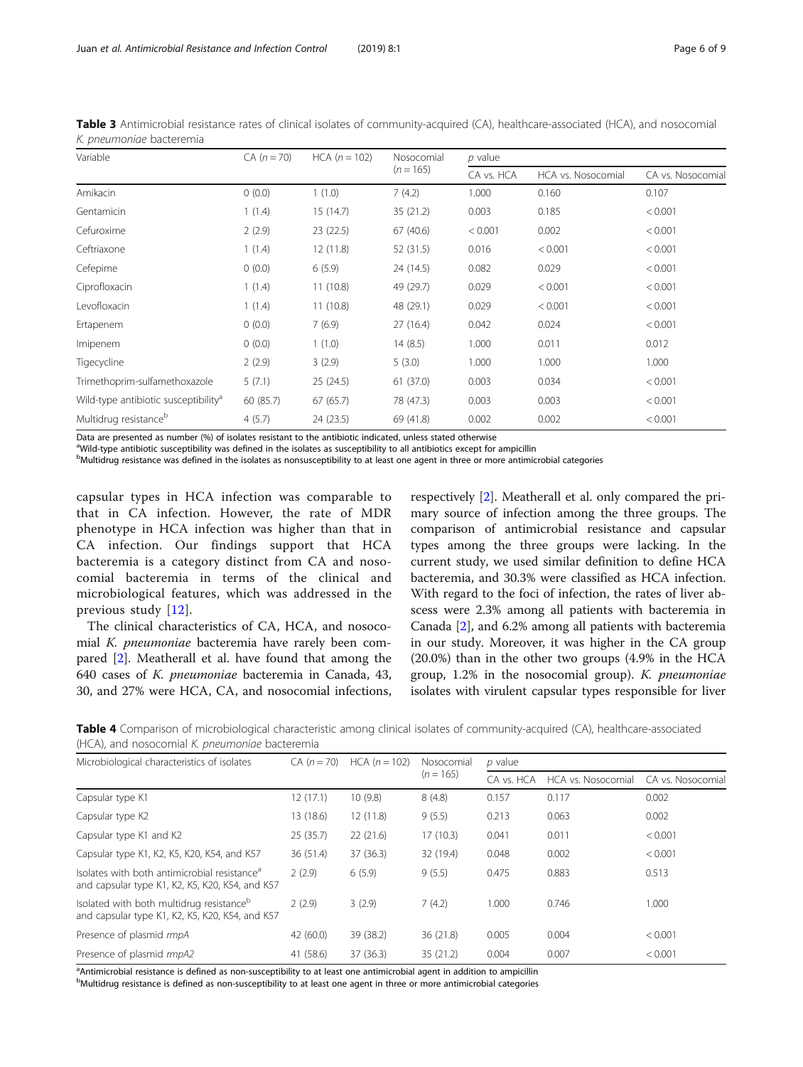**Table 3** Antimicrobial resistance rates of clinical isolates of community-acquired (CA), healthcare-associated (HCA), and nosocomial *K. pneumoniae* bacteremia

| Variable | CA (*n* = 70) | HCA (*n* = 102) | Nosocomial (*n* = 165) | *p* value | | |
|---|---|---|---|---|---|---|
| | | | | CA vs. HCA | HCA vs. Nosocomial | CA vs. Nosocomial |
| Amikacin | 0 (0.0) | 1 (1.0) | 7 (4.2) | 1.000 | 0.160 | 0.107 |
| Gentamicin | 1 (1.4) | 15 (14.7) | 35 (21.2) | 0.003 | 0.185 | < 0.001 |
| Cefuroxime | 2 (2.9) | 23 (22.5) | 67 (40.6) | < 0.001 | 0.002 | < 0.001 |
| Ceftriaxone | 1 (1.4) | 12 (11.8) | 52 (31.5) | 0.016 | < 0.001 | < 0.001 |
| Cefepime | 0 (0.0) | 6 (5.9) | 24 (14.5) | 0.082 | 0.029 | < 0.001 |
| Ciprofloxacin | 1 (1.4) | 11 (10.8) | 49 (29.7) | 0.029 | < 0.001 | < 0.001 |
| Levofloxacin | 1 (1.4) | 11 (10.8) | 48 (29.1) | 0.029 | < 0.001 | < 0.001 |
| Ertapenem | 0 (0.0) | 7 (6.9) | 27 (16.4) | 0.042 | 0.024 | < 0.001 |
| Imipenem | 0 (0.0) | 1 (1.0) | 14 (8.5) | 1.000 | 0.011 | 0.012 |
| Tigecycline | 2 (2.9) | 3 (2.9) | 5 (3.0) | 1.000 | 1.000 | 1.000 |
| Trimethoprim-sulfamethoxazole | 5 (7.1) | 25 (24.5) | 61 (37.0) | 0.003 | 0.034 | < 0.001 |
| Wild-type antibiotic susceptibility[a] | 60 (85.7) | 67 (65.7) | 78 (47.3) | 0.003 | 0.003 | < 0.001 |
| Multidrug resistance[b] | 4 (5.7) | 24 (23.5) | 69 (41.8) | 0.002 | 0.002 | < 0.001 |

Data are presented as number (%) of isolates resistant to the antibiotic indicated, unless stated otherwise

[a]Wild-type antibiotic susceptibility was defined in the isolates as susceptibility to all antibiotics except for ampicillin

[b]Multidrug resistance was defined in the isolates as nonsusceptibility to at least one agent in three or more antimicrobial categories

capsular types in HCA infection was comparable to that in CA infection. However, the rate of MDR phenotype in HCA infection was higher than that in CA infection. Our findings support that HCA bacteremia is a category distinct from CA and nosocomial bacteremia in terms of the clinical and microbiological features, which was addressed in the previous study [12].

The clinical characteristics of CA, HCA, and nosocomial *K. pneumoniae* bacteremia have rarely been compared [2]. Meatherall et al. have found that among the 640 cases of *K. pneumoniae* bacteremia in Canada, 43, 30, and 27% were HCA, CA, and nosocomial infections, respectively [2]. Meatherall et al. only compared the primary source of infection among the three groups. The comparison of antimicrobial resistance and capsular types among the three groups were lacking. In the current study, we used similar definition to define HCA bacteremia, and 30.3% were classified as HCA infection. With regard to the foci of infection, the rates of liver abscess were 2.3% among all patients with bacteremia in Canada [2], and 6.2% among all patients with bacteremia in our study. Moreover, it was higher in the CA group (20.0%) than in the other two groups (4.9% in the HCA group, 1.2% in the nosocomial group). *K. pneumoniae* isolates with virulent capsular types responsible for liver

**Table 4** Comparison of microbiological characteristic among clinical isolates of community-acquired (CA), healthcare-associated (HCA), and nosocomial *K. pneumoniae* bacteremia

| Microbiological characteristics of isolates | CA (*n* = 70) | HCA (*n* = 102) | Nosocomial (*n* = 165) | *p* value | | |
|---|---|---|---|---|---|---|
| | | | | CA vs. HCA | HCA vs. Nosocomial | CA vs. Nosocomial |
| Capsular type K1 | 12 (17.1) | 10 (9.8) | 8 (4.8) | 0.157 | 0.117 | 0.002 |
| Capsular type K2 | 13 (18.6) | 12 (11.8) | 9 (5.5) | 0.213 | 0.063 | 0.002 |
| Capsular type K1 and K2 | 25 (35.7) | 22 (21.6) | 17 (10.3) | 0.041 | 0.011 | < 0.001 |
| Capsular type K1, K2, K5, K20, K54, and K57 | 36 (51.4) | 37 (36.3) | 32 (19.4) | 0.048 | 0.002 | < 0.001 |
| Isolates with both antimicrobial resistance[a] and capsular type K1, K2, K5, K20, K54, and K57 | 2 (2.9) | 6 (5.9) | 9 (5.5) | 0.475 | 0.883 | 0.513 |
| Isolated with both multidrug resistance[b] and capsular type K1, K2, K5, K20, K54, and K57 | 2 (2.9) | 3 (2.9) | 7 (4.2) | 1.000 | 0.746 | 1.000 |
| Presence of plasmid *rmpA* | 42 (60.0) | 39 (38.2) | 36 (21.8) | 0.005 | 0.004 | < 0.001 |
| Presence of plasmid *rmpA2* | 41 (58.6) | 37 (36.3) | 35 (21.2) | 0.004 | 0.007 | < 0.001 |

[a]Antimicrobial resistance is defined as non-susceptibility to at least one antimicrobial agent in addition to ampicillin

[b]Multidrug resistance is defined as non-susceptibility to at least one agent in three or more antimicrobial categories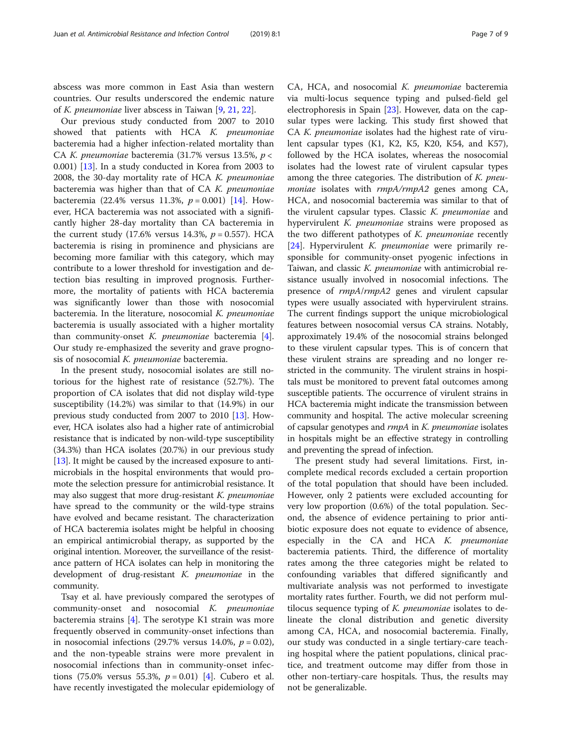abscess was more common in East Asia than western countries. Our results underscored the endemic nature of *K. pneumoniae* liver abscess in Taiwan [9, 21, 22].

Our previous study conducted from 2007 to 2010 showed that patients with HCA *K. pneumoniae* bacteremia had a higher infection-related mortality than CA *K. pneumoniae* bacteremia (31.7% versus 13.5%, $p < 0.001$) [13]. In a study conducted in Korea from 2003 to 2008, the 30-day mortality rate of HCA *K. pneumoniae* bacteremia was higher than that of CA *K. pneumoniae* bacteremia (22.4% versus 11.3%, $p = 0.001$) [14]. However, HCA bacteremia was not associated with a significantly higher 28-day mortality than CA bacteremia in the current study (17.6% versus 14.3%, $p = 0.557$). HCA bacteremia is rising in prominence and physicians are becoming more familiar with this category, which may contribute to a lower threshold for investigation and detection bias resulting in improved prognosis. Furthermore, the mortality of patients with HCA bacteremia was significantly lower than those with nosocomial bacteremia. In the literature, nosocomial *K. pneumoniae* bacteremia is usually associated with a higher mortality than community-onset *K. pneumoniae* bacteremia [4]. Our study re-emphasized the severity and grave prognosis of nosocomial *K. pneumoniae* bacteremia.

In the present study, nosocomial isolates are still notorious for the highest rate of resistance (52.7%). The proportion of CA isolates that did not display wild-type susceptibility (14.2%) was similar to that (14.9%) in our previous study conducted from 2007 to 2010 [13]. However, HCA isolates also had a higher rate of antimicrobial resistance that is indicated by non-wild-type susceptibility (34.3%) than HCA isolates (20.7%) in our previous study [13]. It might be caused by the increased exposure to antimicrobials in the hospital environments that would promote the selection pressure for antimicrobial resistance. It may also suggest that more drug-resistant *K. pneumoniae* have spread to the community or the wild-type strains have evolved and became resistant. The characterization of HCA bacteremia isolates might be helpful in choosing an empirical antimicrobial therapy, as supported by the original intention. Moreover, the surveillance of the resistance pattern of HCA isolates can help in monitoring the development of drug-resistant *K. pneumoniae* in the community.

Tsay et al. have previously compared the serotypes of community-onset and nosocomial *K. pneumoniae* bacteremia strains [4]. The serotype K1 strain was more frequently observed in community-onset infections than in nosocomial infections (29.7% versus 14.0%, $p = 0.02$), and the non-typeable strains were more prevalent in nosocomial infections than in community-onset infections (75.0% versus 55.3%, $p = 0.01$) [4]. Cubero et al. have recently investigated the molecular epidemiology of CA, HCA, and nosocomial *K. pneumoniae* bacteremia via multi-locus sequence typing and pulsed-field gel electrophoresis in Spain [23]. However, data on the capsular types were lacking. This study first showed that CA *K. pneumoniae* isolates had the highest rate of virulent capsular types (K1, K2, K5, K20, K54, and K57), followed by the HCA isolates, whereas the nosocomial isolates had the lowest rate of virulent capsular types among the three categories. The distribution of *K. pneumoniae* isolates with *rmpA/rmpA2* genes among CA, HCA, and nosocomial bacteremia was similar to that of the virulent capsular types. Classic *K. pneumoniae* and hypervirulent *K. pneumoniae* strains were proposed as the two different pathotypes of *K. pneumoniae* recently [24]. Hypervirulent *K. pneumoniae* were primarily responsible for community-onset pyogenic infections in Taiwan, and classic *K. pneumoniae* with antimicrobial resistance usually involved in nosocomial infections. The presence of *rmpA*/*rmpA2* genes and virulent capsular types were usually associated with hypervirulent strains. The current findings support the unique microbiological features between nosocomial versus CA strains. Notably, approximately 19.4% of the nosocomial strains belonged to these virulent capsular types. This is of concern that these virulent strains are spreading and no longer restricted in the community. The virulent strains in hospitals must be monitored to prevent fatal outcomes among susceptible patients. The occurrence of virulent strains in HCA bacteremia might indicate the transmission between community and hospital. The active molecular screening of capsular genotypes and *rmpA* in *K. pneumoniae* isolates in hospitals might be an effective strategy in controlling and preventing the spread of infection.

The present study had several limitations. First, incomplete medical records excluded a certain proportion of the total population that should have been included. However, only 2 patients were excluded accounting for very low proportion (0.6%) of the total population. Second, the absence of evidence pertaining to prior antibiotic exposure does not equate to evidence of absence, especially in the CA and HCA *K. pneumoniae* bacteremia patients. Third, the difference of mortality rates among the three categories might be related to confounding variables that differed significantly and multivariate analysis was not performed to investigate mortality rates further. Fourth, we did not perform multilocus sequence typing of *K. pneumoniae* isolates to delineate the clonal distribution and genetic diversity among CA, HCA, and nosocomial bacteremia. Finally, our study was conducted in a single tertiary-care teaching hospital where the patient populations, clinical practice, and treatment outcome may differ from those in other non-tertiary-care hospitals. Thus, the results may not be generalizable.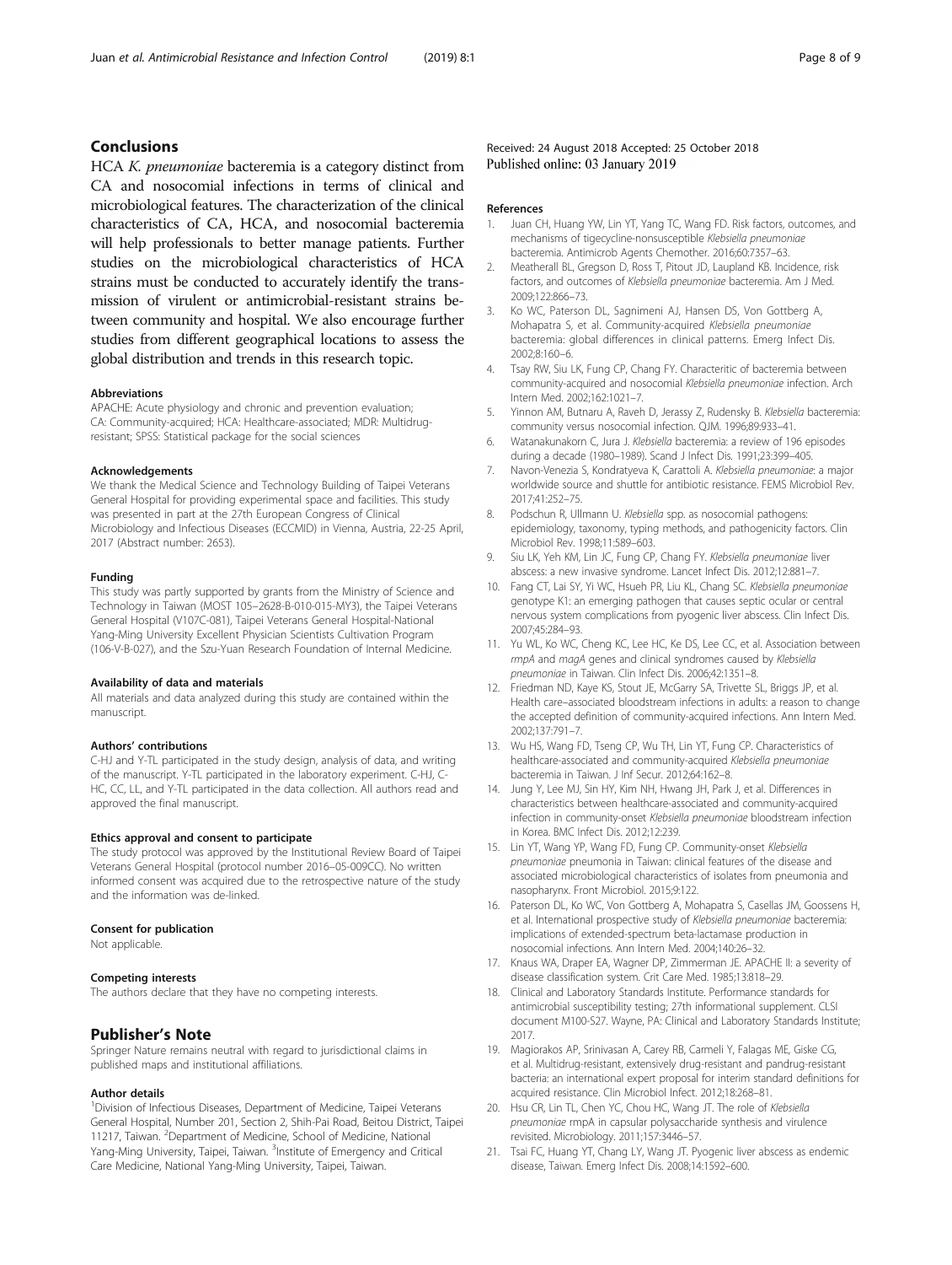## Conclusions

HCA *K. pneumoniae* bacteremia is a category distinct from CA and nosocomial infections in terms of clinical and microbiological features. The characterization of the clinical characteristics of CA, HCA, and nosocomial bacteremia will help professionals to better manage patients. Further studies on the microbiological characteristics of HCA strains must be conducted to accurately identify the transmission of virulent or antimicrobial-resistant strains between community and hospital. We also encourage further studies from different geographical locations to assess the global distribution and trends in this research topic.

#### Abbreviations

APACHE: Acute physiology and chronic and prevention evaluation; CA: Community-acquired; HCA: Healthcare-associated; MDR: Multidrug-resistant; SPSS: Statistical package for the social sciences

#### Acknowledgements

We thank the Medical Science and Technology Building of Taipei Veterans General Hospital for providing experimental space and facilities. This study was presented in part at the 27th European Congress of Clinical Microbiology and Infectious Diseases (ECCMID) in Vienna, Austria, 22-25 April, 2017 (Abstract number: 2653).

#### Funding

This study was partly supported by grants from the Ministry of Science and Technology in Taiwan (MOST 105–2628-B-010-015-MY3), the Taipei Veterans General Hospital (V107C-081), Taipei Veterans General Hospital-National Yang-Ming University Excellent Physician Scientists Cultivation Program (106-V-B-027), and the Szu-Yuan Research Foundation of Internal Medicine.

#### Availability of data and materials

All materials and data analyzed during this study are contained within the manuscript.

#### Authors' contributions

C-HJ and Y-TL participated in the study design, analysis of data, and writing of the manuscript. Y-TL participated in the laboratory experiment. C-HJ, C-HC, CC, LL, and Y-TL participated in the data collection. All authors read and approved the final manuscript.

#### Ethics approval and consent to participate

The study protocol was approved by the Institutional Review Board of Taipei Veterans General Hospital (protocol number 2016–05-009CC). No written informed consent was acquired due to the retrospective nature of the study and the information was de-linked.

#### Consent for publication

Not applicable.

#### Competing interests

The authors declare that they have no competing interests.

## Publisher's Note

Springer Nature remains neutral with regard to jurisdictional claims in published maps and institutional affiliations.

#### Author details

[1]Division of Infectious Diseases, Department of Medicine, Taipei Veterans General Hospital, Number 201, Section 2, Shih-Pai Road, Beitou District, Taipei 11217, Taiwan. [2]Department of Medicine, School of Medicine, National Yang-Ming University, Taipei, Taiwan. [3]Institute of Emergency and Critical Care Medicine, National Yang-Ming University, Taipei, Taiwan.

Received: 24 August 2018 Accepted: 25 October 2018
Published online: 03 January 2019

#### References

1. Juan CH, Huang YW, Lin YT, Yang TC, Wang FD. Risk factors, outcomes, and mechanisms of tigecycline-nonsusceptible *Klebsiella pneumoniae* bacteremia. Antimicrob Agents Chemother. 2016;60:7357–63.
2. Meatherall BL, Gregson D, Ross T, Pitout JD, Laupland KB. Incidence, risk factors, and outcomes of *Klebsiella pneumoniae* bacteremia. Am J Med. 2009;122:866–73.
3. Ko WC, Paterson DL, Sagnimeni AJ, Hansen DS, Von Gottberg A, Mohapatra S, et al. Community-acquired *Klebsiella pneumoniae* bacteremia: global differences in clinical patterns. Emerg Infect Dis. 2002;8:160–6.
4. Tsay RW, Siu LK, Fung CP, Chang FY. Characteritic of bacteremia between community-acquired and nosocomial *Klebsiella pneumoniae* infection. Arch Intern Med. 2002;162:1021–7.
5. Yinnon AM, Butnaru A, Raveh D, Jerassy Z, Rudensky B. *Klebsiella* bacteremia: community versus nosocomial infection. QJM. 1996;89:933–41.
6. Watanakunakorn C, Jura J. *Klebsiella* bacteremia: a review of 196 episodes during a decade (1980–1989). Scand J Infect Dis. 1991;23:399–405.
7. Navon-Venezia S, Kondratyeva K, Carattoli A. *Klebsiella pneumoniae*: a major worldwide source and shuttle for antibiotic resistance. FEMS Microbiol Rev. 2017;41:252–75.
8. Podschun R, Ullmann U. *Klebsiella* spp. as nosocomial pathogens: epidemiology, taxonomy, typing methods, and pathogenicity factors. Clin Microbiol Rev. 1998;11:589–603.
9. Siu LK, Yeh KM, Lin JC, Fung CP, Chang FY. *Klebsiella pneumoniae* liver abscess: a new invasive syndrome. Lancet Infect Dis. 2012;12:881–7.
10. Fang CT, Lai SY, Yi WC, Hsueh PR, Liu KL, Chang SC. *Klebsiella pneumoniae* genotype K1: an emerging pathogen that causes septic ocular or central nervous system complications from pyogenic liver abscess. Clin Infect Dis. 2007;45:284–93.
11. Yu WL, Ko WC, Cheng KC, Lee HC, Ke DS, Lee CC, et al. Association between *rmpA* and *magA* genes and clinical syndromes caused by *Klebsiella pneumoniae* in Taiwan. Clin Infect Dis. 2006;42:1351–8.
12. Friedman ND, Kaye KS, Stout JE, McGarry SA, Trivette SL, Briggs JP, et al. Health care–associated bloodstream infections in adults: a reason to change the accepted definition of community-acquired infections. Ann Intern Med. 2002;137:791–7.
13. Wu HS, Wang FD, Tseng CP, Wu TH, Lin YT, Fung CP. Characteristics of healthcare-associated and community-acquired *Klebsiella pneumoniae* bacteremia in Taiwan. J Inf Secur. 2012;64:162–8.
14. Jung Y, Lee MJ, Sin HY, Kim NH, Hwang JH, Park J, et al. Differences in characteristics between healthcare-associated and community-acquired infection in community-onset *Klebsiella pneumoniae* bloodstream infection in Korea. BMC Infect Dis. 2012;12:239.
15. Lin YT, Wang YP, Wang FD, Fung CP. Community-onset *Klebsiella pneumoniae* pneumonia in Taiwan: clinical features of the disease and associated microbiological characteristics of isolates from pneumonia and nasopharynx. Front Microbiol. 2015;9:122.
16. Paterson DL, Ko WC, Von Gottberg A, Mohapatra S, Casellas JM, Goossens H, et al. International prospective study of *Klebsiella pneumoniae* bacteremia: implications of extended-spectrum beta-lactamase production in nosocomial infections. Ann Intern Med. 2004;140:26–32.
17. Knaus WA, Draper EA, Wagner DP, Zimmerman JE. APACHE II: a severity of disease classification system. Crit Care Med. 1985;13:818–29.
18. Clinical and Laboratory Standards Institute. Performance standards for antimicrobial susceptibility testing; 27th informational supplement. CLSI document M100-S27. Wayne, PA: Clinical and Laboratory Standards Institute; 2017.
19. Magiorakos AP, Srinivasan A, Carey RB, Carmeli Y, Falagas ME, Giske CG, et al. Multidrug-resistant, extensively drug-resistant and pandrug-resistant bacteria: an international expert proposal for interim standard definitions for acquired resistance. Clin Microbiol Infect. 2012;18:268–81.
20. Hsu CR, Lin TL, Chen YC, Chou HC, Wang JT. The role of *Klebsiella pneumoniae* rmpA in capsular polysaccharide synthesis and virulence revisited. Microbiology. 2011;157:3446–57.
21. Tsai FC, Huang YT, Chang LY, Wang JT. Pyogenic liver abscess as endemic disease, Taiwan. Emerg Infect Dis. 2008;14:1592–600.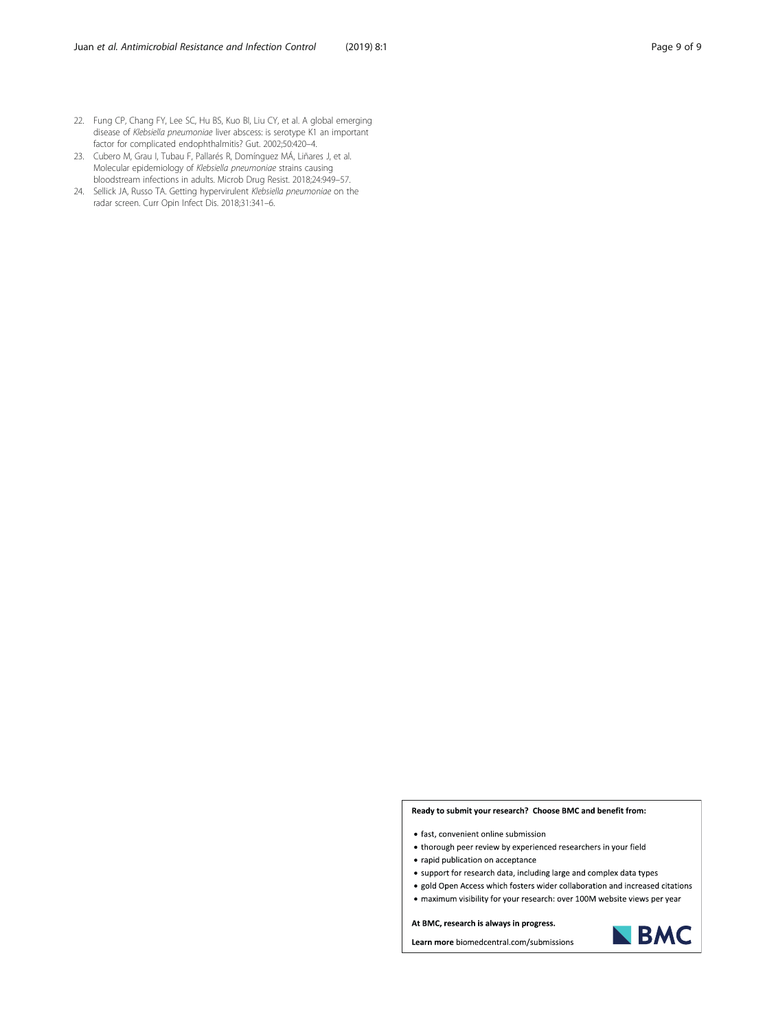22. Fung CP, Chang FY, Lee SC, Hu BS, Kuo BI, Liu CY, et al. A global emerging disease of *Klebsiella pneumoniae* liver abscess: is serotype K1 an important factor for complicated endophthalmitis? Gut. 2002;50:420–4.
23. Cubero M, Grau I, Tubau F, Pallarés R, Domínguez MÁ, Liñares J, et al. Molecular epidemiology of *Klebsiella pneumoniae* strains causing bloodstream infections in adults. Microb Drug Resist. 2018;24:949–57.
24. Sellick JA, Russo TA. Getting hypervirulent *Klebsiella pneumoniae* on the radar screen. Curr Opin Infect Dis. 2018;31:341–6.

**Ready to submit your research? Choose BMC and benefit from:**

- fast, convenient online submission
- thorough peer review by experienced researchers in your field
- rapid publication on acceptance
- support for research data, including large and complex data types
- gold Open Access which fosters wider collaboration and increased citations
- maximum visibility for your research: over 100M website views per year

**At BMC, research is always in progress.**

**Learn more** biomedcentral.com/submissions

BMC